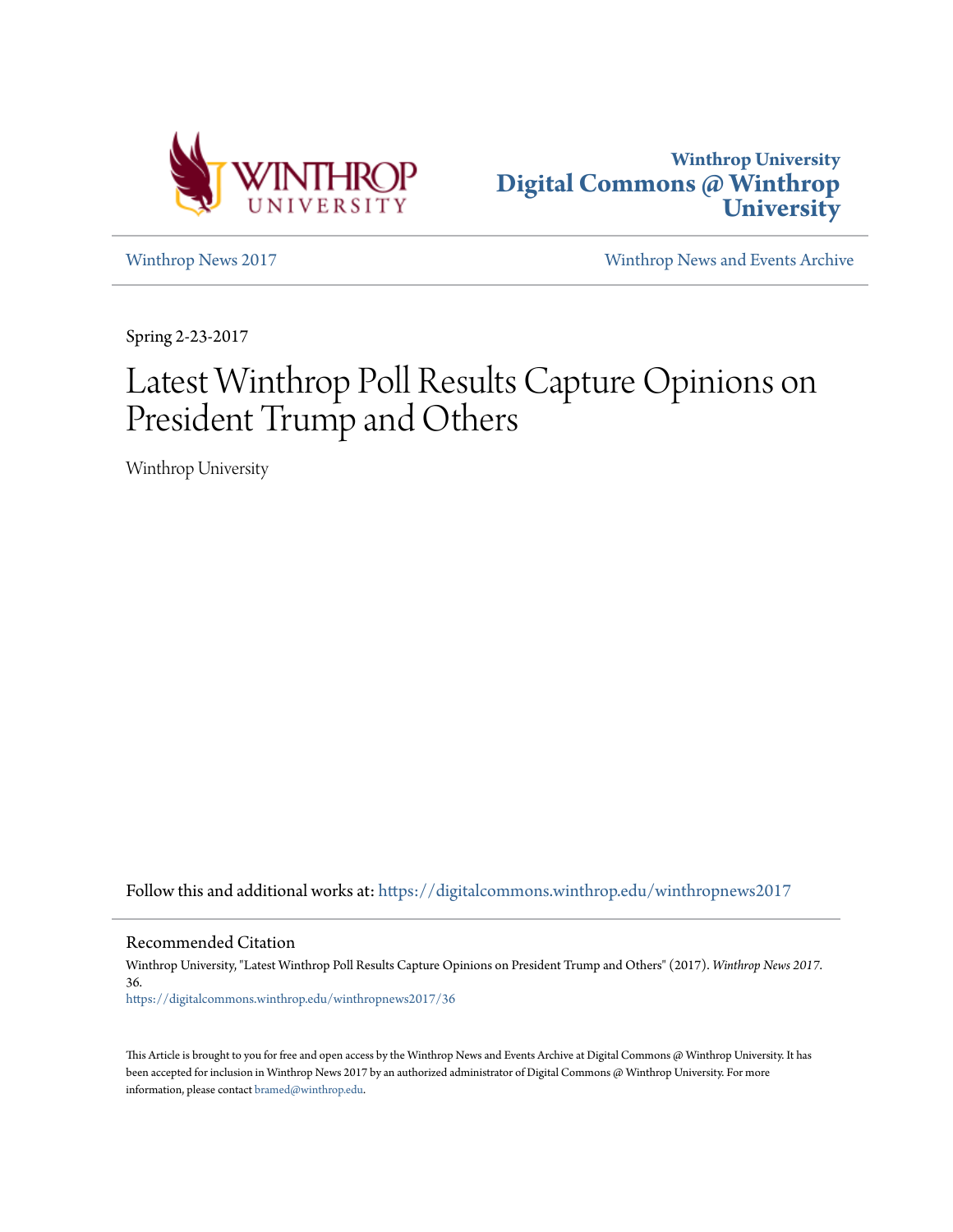Winthrop University
Digital Commons @ Winthrop University

Winthrop News 2017 | Winthrop News and Events Archive

Spring 2-23-2017

# Latest Winthrop Poll Results Capture Opinions on President Trump and Others

Winthrop University

Follow this and additional works at: https://digitalcommons.winthrop.edu/winthropnews2017

## Recommended Citation

Winthrop University, "Latest Winthrop Poll Results Capture Opinions on President Trump and Others" (2017). *Winthrop News 2017*. 36.
https://digitalcommons.winthrop.edu/winthropnews2017/36

This Article is brought to you for free and open access by the Winthrop News and Events Archive at Digital Commons @ Winthrop University. It has been accepted for inclusion in Winthrop News 2017 by an authorized administrator of Digital Commons @ Winthrop University. For more information, please contact bramed@winthrop.edu.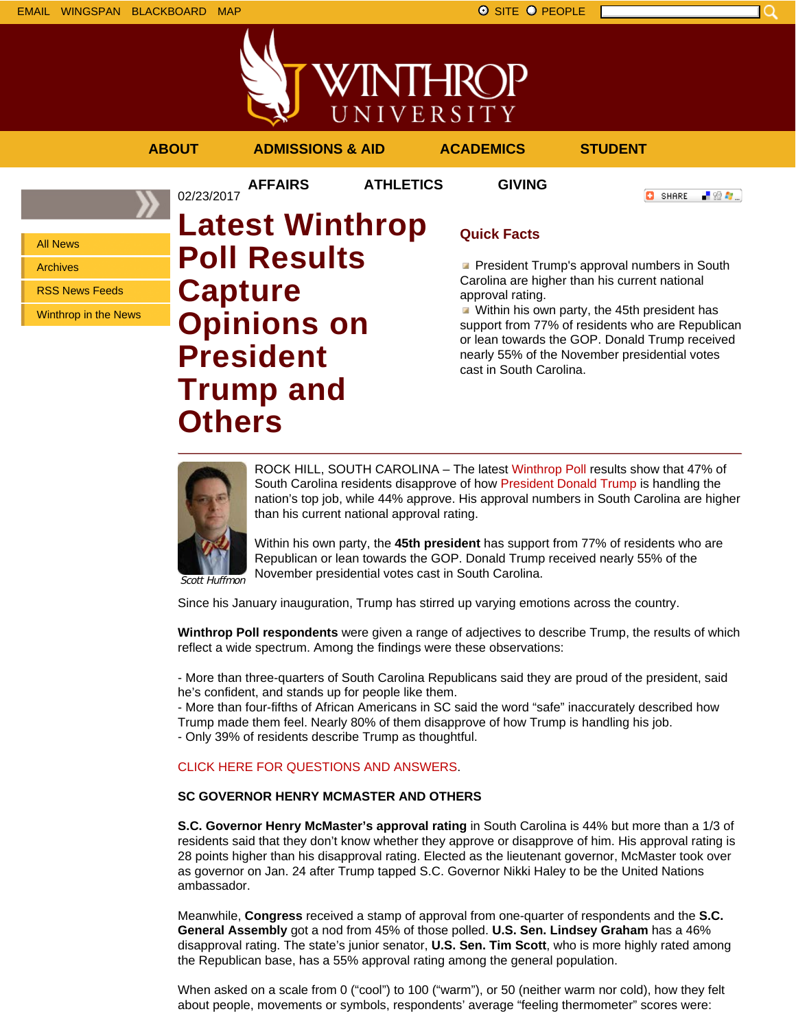EMAIL WINGSPAN BLACKBOARD MAP

SITE PEOPLE

WINTHROP UNIVERSITY

ABOUT ADMISSIONS & AID ACADEMICS STUDENT AFFAIRS ATHLETICS GIVING

- All News
- Archives
- RSS News Feeds
- Winthrop in the News

02/23/2017

# Latest Winthrop Poll Results Capture Opinions on President Trump and Others

## Quick Facts

- President Trump's approval numbers in South Carolina are higher than his current national approval rating.
- Within his own party, the 45th president has support from 77% of residents who are Republican or lean towards the GOP. Donald Trump received nearly 55% of the November presidential votes cast in South Carolina.

*Scott Huffmon*

ROCK HILL, SOUTH CAROLINA – The latest Winthrop Poll results show that 47% of South Carolina residents disapprove of how President Donald Trump is handling the nation's top job, while 44% approve. His approval numbers in South Carolina are higher than his current national approval rating.

Within his own party, the **45th president** has support from 77% of residents who are Republican or lean towards the GOP. Donald Trump received nearly 55% of the November presidential votes cast in South Carolina.

Since his January inauguration, Trump has stirred up varying emotions across the country.

**Winthrop Poll respondents** were given a range of adjectives to describe Trump, the results of which reflect a wide spectrum. Among the findings were these observations:

- More than three-quarters of South Carolina Republicans said they are proud of the president, said he's confident, and stands up for people like them.
- More than four-fifths of African Americans in SC said the word "safe" inaccurately described how Trump made them feel. Nearly 80% of them disapprove of how Trump is handling his job.
- Only 39% of residents describe Trump as thoughtful.

CLICK HERE FOR QUESTIONS AND ANSWERS.

**SC GOVERNOR HENRY MCMASTER AND OTHERS**

**S.C. Governor Henry McMaster's approval rating** in South Carolina is 44% but more than a 1/3 of residents said that they don't know whether they approve or disapprove of him. His approval rating is 28 points higher than his disapproval rating. Elected as the lieutenant governor, McMaster took over as governor on Jan. 24 after Trump tapped S.C. Governor Nikki Haley to be the United Nations ambassador.

Meanwhile, **Congress** received a stamp of approval from one-quarter of respondents and the **S.C. General Assembly** got a nod from 45% of those polled. **U.S. Sen. Lindsey Graham** has a 46% disapproval rating. The state's junior senator, **U.S. Sen. Tim Scott**, who is more highly rated among the Republican base, has a 55% approval rating among the general population.

When asked on a scale from 0 ("cool") to 100 ("warm"), or 50 (neither warm nor cold), how they felt about people, movements or symbols, respondents' average "feeling thermometer" scores were: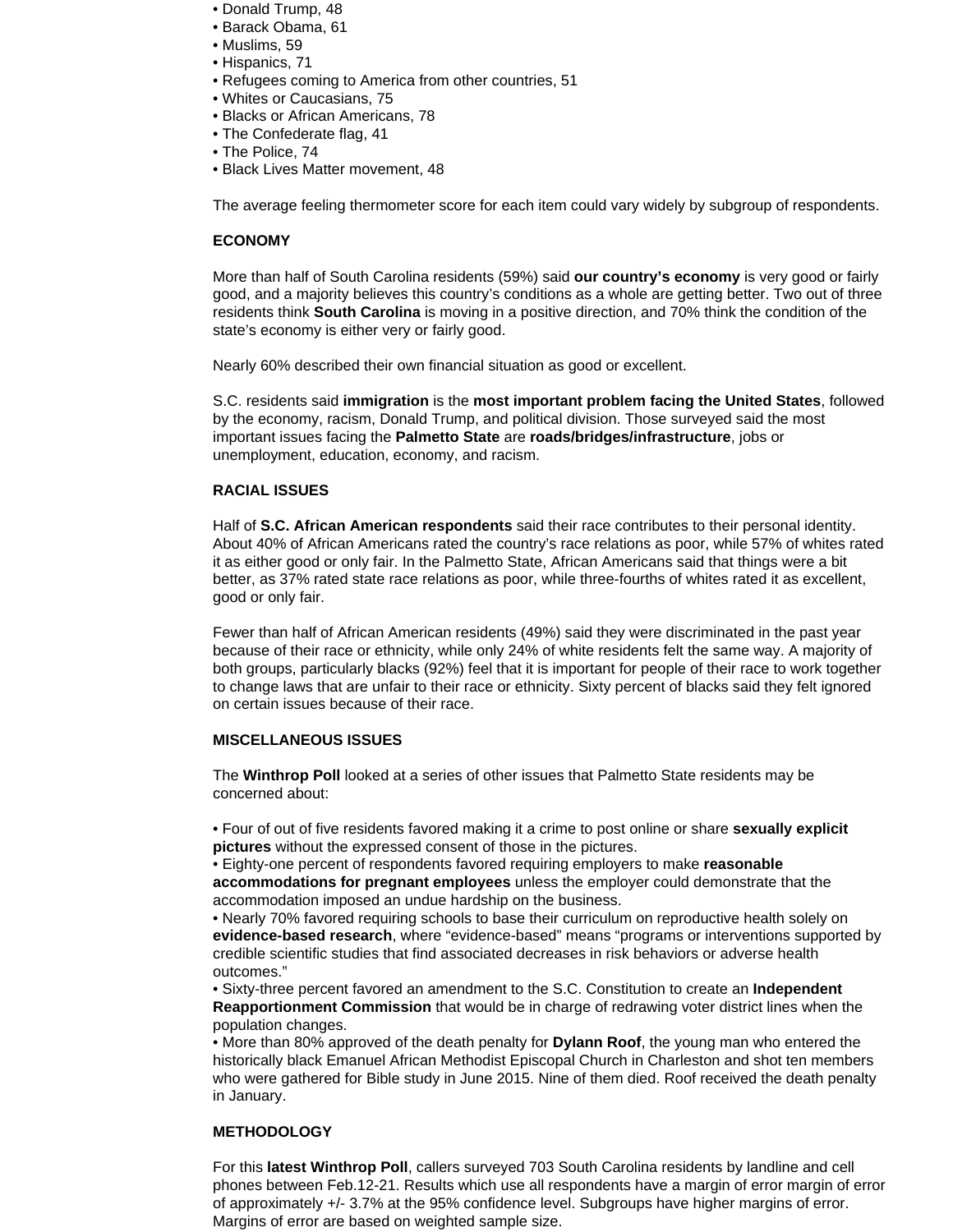- Donald Trump, 48
- Barack Obama, 61
- Muslims, 59
- Hispanics, 71
- Refugees coming to America from other countries, 51
- Whites or Caucasians, 75
- Blacks or African Americans, 78
- The Confederate flag, 41
- The Police, 74
- Black Lives Matter movement, 48

The average feeling thermometer score for each item could vary widely by subgroup of respondents.

**ECONOMY**

More than half of South Carolina residents (59%) said **our country's economy** is very good or fairly good, and a majority believes this country's conditions as a whole are getting better. Two out of three residents think **South Carolina** is moving in a positive direction, and 70% think the condition of the state's economy is either very or fairly good.

Nearly 60% described their own financial situation as good or excellent.

S.C. residents said **immigration** is the **most important problem facing the United States**, followed by the economy, racism, Donald Trump, and political division. Those surveyed said the most important issues facing the **Palmetto State** are **roads/bridges/infrastructure**, jobs or unemployment, education, economy, and racism.

**RACIAL ISSUES**

Half of **S.C. African American respondents** said their race contributes to their personal identity. About 40% of African Americans rated the country's race relations as poor, while 57% of whites rated it as either good or only fair. In the Palmetto State, African Americans said that things were a bit better, as 37% rated state race relations as poor, while three-fourths of whites rated it as excellent, good or only fair.

Fewer than half of African American residents (49%) said they were discriminated in the past year because of their race or ethnicity, while only 24% of white residents felt the same way. A majority of both groups, particularly blacks (92%) feel that it is important for people of their race to work together to change laws that are unfair to their race or ethnicity. Sixty percent of blacks said they felt ignored on certain issues because of their race.

**MISCELLANEOUS ISSUES**

The **Winthrop Poll** looked at a series of other issues that Palmetto State residents may be concerned about:

- Four of out of five residents favored making it a crime to post online or share **sexually explicit pictures** without the expressed consent of those in the pictures.
- Eighty-one percent of respondents favored requiring employers to make **reasonable accommodations for pregnant employees** unless the employer could demonstrate that the accommodation imposed an undue hardship on the business.
- Nearly 70% favored requiring schools to base their curriculum on reproductive health solely on **evidence-based research**, where "evidence-based" means "programs or interventions supported by credible scientific studies that find associated decreases in risk behaviors or adverse health outcomes."
- Sixty-three percent favored an amendment to the S.C. Constitution to create an **Independent Reapportionment Commission** that would be in charge of redrawing voter district lines when the population changes.
- More than 80% approved of the death penalty for **Dylann Roof**, the young man who entered the historically black Emanuel African Methodist Episcopal Church in Charleston and shot ten members who were gathered for Bible study in June 2015. Nine of them died. Roof received the death penalty in January.

**METHODOLOGY**

For this **latest Winthrop Poll**, callers surveyed 703 South Carolina residents by landline and cell phones between Feb.12-21. Results which use all respondents have a margin of error margin of error of approximately +/- 3.7% at the 95% confidence level. Subgroups have higher margins of error. Margins of error are based on weighted sample size.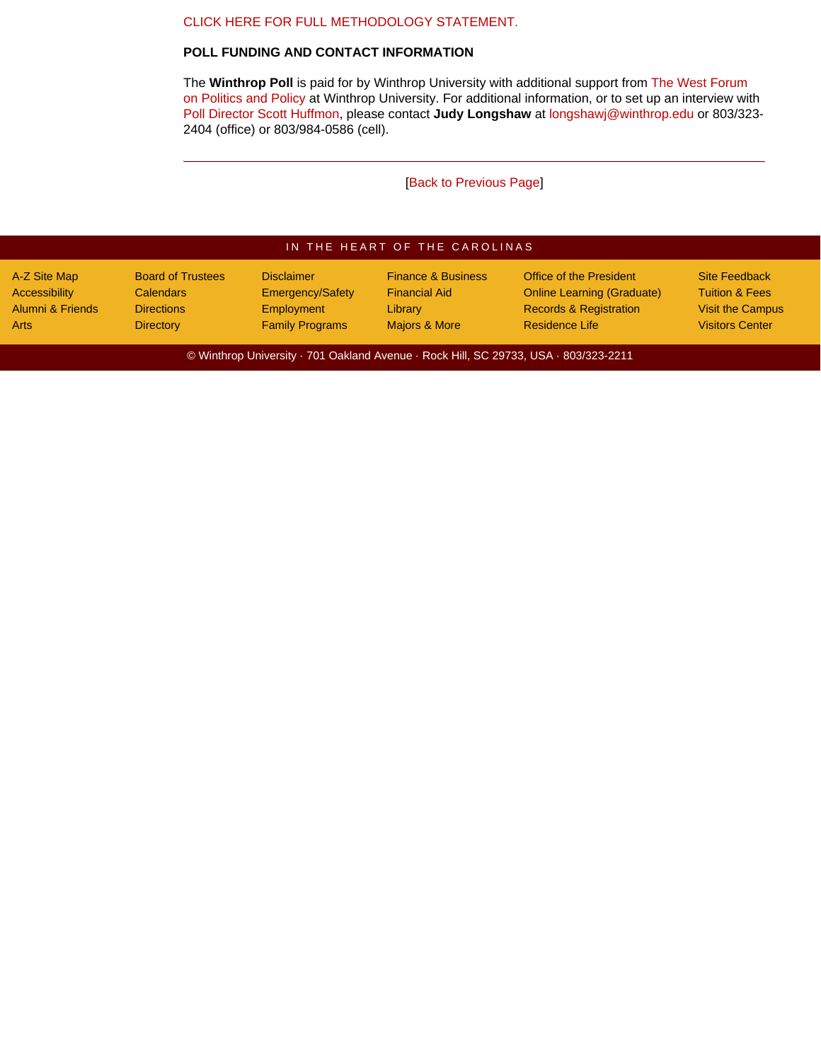CLICK HERE FOR FULL METHODOLOGY STATEMENT.

**POLL FUNDING AND CONTACT INFORMATION**

The **Winthrop Poll** is paid for by Winthrop University with additional support from The West Forum on Politics and Policy at Winthrop University. For additional information, or to set up an interview with Poll Director Scott Huffmon, please contact **Judy Longshaw** at longshawj@winthrop.edu or 803/323-2404 (office) or 803/984-0586 (cell).

---

[Back to Previous Page]

IN THE HEART OF THE CAROLINAS

| | | | | | |
|---|---|---|---|---|---|
| A-Z Site Map | Board of Trustees | Disclaimer | Finance & Business | Office of the President | Site Feedback |
| Accessibility | Calendars | Emergency/Safety | Financial Aid | Online Learning (Graduate) | Tuition & Fees |
| Alumni & Friends | Directions | Employment | Library | Records & Registration | Visit the Campus |
| Arts | Directory | Family Programs | Majors & More | Residence Life | Visitors Center |

© Winthrop University · 701 Oakland Avenue · Rock Hill, SC 29733, USA · 803/323-2211